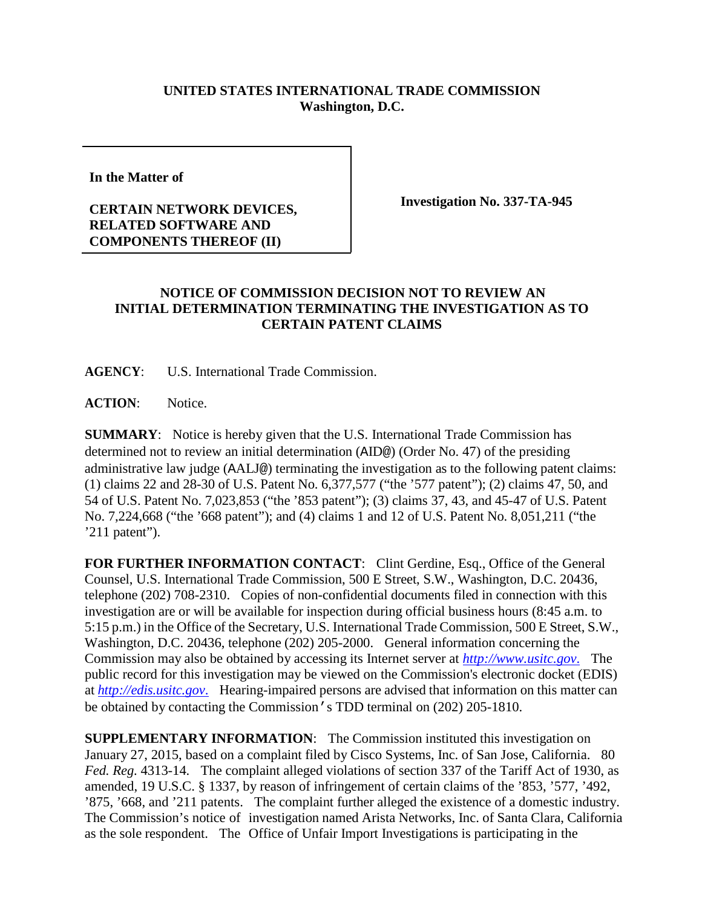**UNITED STATES INTERNATIONAL TRADE COMMISSION**
**Washington, D.C.**

| In the Matter of<br><br>**CERTAIN NETWORK DEVICES, RELATED SOFTWARE AND COMPONENTS THEREOF (II)** | **Investigation No. 337-TA-945** |
|---|---|

**NOTICE OF COMMISSION DECISION NOT TO REVIEW AN INITIAL DETERMINATION TERMINATING THE INVESTIGATION AS TO CERTAIN PATENT CLAIMS**

**AGENCY**: U.S. International Trade Commission.

**ACTION**: Notice.

**SUMMARY**: Notice is hereby given that the U.S. International Trade Commission has determined not to review an initial determination (AID@) (Order No. 47) of the presiding administrative law judge (AALJ@) terminating the investigation as to the following patent claims: (1) claims 22 and 28-30 of U.S. Patent No. 6,377,577 ("the '577 patent"); (2) claims 47, 50, and 54 of U.S. Patent No. 7,023,853 ("the '853 patent"); (3) claims 37, 43, and 45-47 of U.S. Patent No. 7,224,668 ("the '668 patent"); and (4) claims 1 and 12 of U.S. Patent No. 8,051,211 ("the '211 patent").

**FOR FURTHER INFORMATION CONTACT**: Clint Gerdine, Esq., Office of the General Counsel, U.S. International Trade Commission, 500 E Street, S.W., Washington, D.C. 20436, telephone (202) 708-2310. Copies of non-confidential documents filed in connection with this investigation are or will be available for inspection during official business hours (8:45 a.m. to 5:15 p.m.) in the Office of the Secretary, U.S. International Trade Commission, 500 E Street, S.W., Washington, D.C. 20436, telephone (202) 205-2000. General information concerning the Commission may also be obtained by accessing its Internet server at *http://www.usitc.gov*. The public record for this investigation may be viewed on the Commission's electronic docket (EDIS) at *http://edis.usitc.gov*. Hearing-impaired persons are advised that information on this matter can be obtained by contacting the Commission's TDD terminal on (202) 205-1810.

**SUPPLEMENTARY INFORMATION**: The Commission instituted this investigation on January 27, 2015, based on a complaint filed by Cisco Systems, Inc. of San Jose, California. 80 *Fed. Reg.* 4313-14. The complaint alleged violations of section 337 of the Tariff Act of 1930, as amended, 19 U.S.C. § 1337, by reason of infringement of certain claims of the '853, '577, '492, '875, '668, and '211 patents. The complaint further alleged the existence of a domestic industry. The Commission's notice of investigation named Arista Networks, Inc. of Santa Clara, California as the sole respondent. The Office of Unfair Import Investigations is participating in the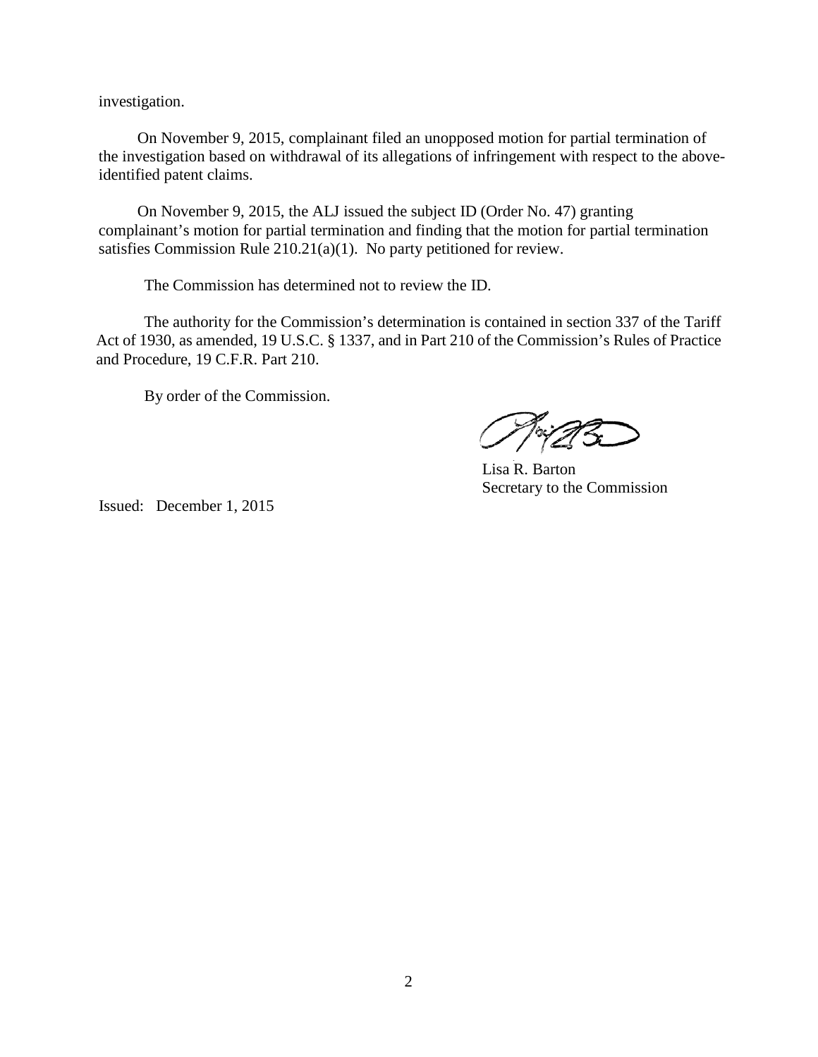investigation.

On November 9, 2015, complainant filed an unopposed motion for partial termination of the investigation based on withdrawal of its allegations of infringement with respect to the above-identified patent claims.

On November 9, 2015, the ALJ issued the subject ID (Order No. 47) granting complainant's motion for partial termination and finding that the motion for partial termination satisfies Commission Rule 210.21(a)(1). No party petitioned for review.

The Commission has determined not to review the ID.

The authority for the Commission's determination is contained in section 337 of the Tariff Act of 1930, as amended, 19 U.S.C. § 1337, and in Part 210 of the Commission's Rules of Practice and Procedure, 19 C.F.R. Part 210.

By order of the Commission.

Lisa R. Barton
Secretary to the Commission

Issued: December 1, 2015